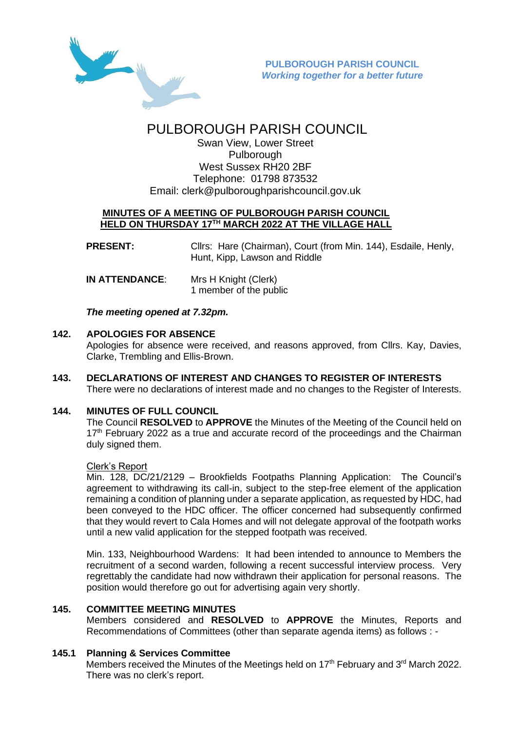**PULBOROUGH PARISH COUNCIL**
***Working together for a better future***

# PULBOROUGH PARISH COUNCIL

Swan View, Lower Street
Pulborough
West Sussex RH20 2BF
Telephone: 01798 873532
Email: clerk@pulboroughparishcouncil.gov.uk

## MINUTES OF A MEETING OF PULBOROUGH PARISH COUNCIL HELD ON THURSDAY 17TH MARCH 2022 AT THE VILLAGE HALL

**PRESENT:** Cllrs: Hare (Chairman), Court (from Min. 144), Esdaile, Henly, Hunt, Kipp, Lawson and Riddle

**IN ATTENDANCE:** Mrs H Knight (Clerk)
1 member of the public

***The meeting opened at 7.32pm.***

### 142. APOLOGIES FOR ABSENCE

Apologies for absence were received, and reasons approved, from Cllrs. Kay, Davies, Clarke, Trembling and Ellis-Brown.

### 143. DECLARATIONS OF INTEREST AND CHANGES TO REGISTER OF INTERESTS

There were no declarations of interest made and no changes to the Register of Interests.

### 144. MINUTES OF FULL COUNCIL

The Council **RESOLVED** to **APPROVE** the Minutes of the Meeting of the Council held on 17th February 2022 as a true and accurate record of the proceedings and the Chairman duly signed them.

Clerk's Report

Min. 128, DC/21/2129 – Brookfields Footpaths Planning Application: The Council's agreement to withdrawing its call-in, subject to the step-free element of the application remaining a condition of planning under a separate application, as requested by HDC, had been conveyed to the HDC officer. The officer concerned had subsequently confirmed that they would revert to Cala Homes and will not delegate approval of the footpath works until a new valid application for the stepped footpath was received.

Min. 133, Neighbourhood Wardens: It had been intended to announce to Members the recruitment of a second warden, following a recent successful interview process. Very regrettably the candidate had now withdrawn their application for personal reasons. The position would therefore go out for advertising again very shortly.

### 145. COMMITTEE MEETING MINUTES

Members considered and **RESOLVED** to **APPROVE** the Minutes, Reports and Recommendations of Committees (other than separate agenda items) as follows : -

### 145.1 Planning & Services Committee

Members received the Minutes of the Meetings held on 17th February and 3rd March 2022. There was no clerk's report.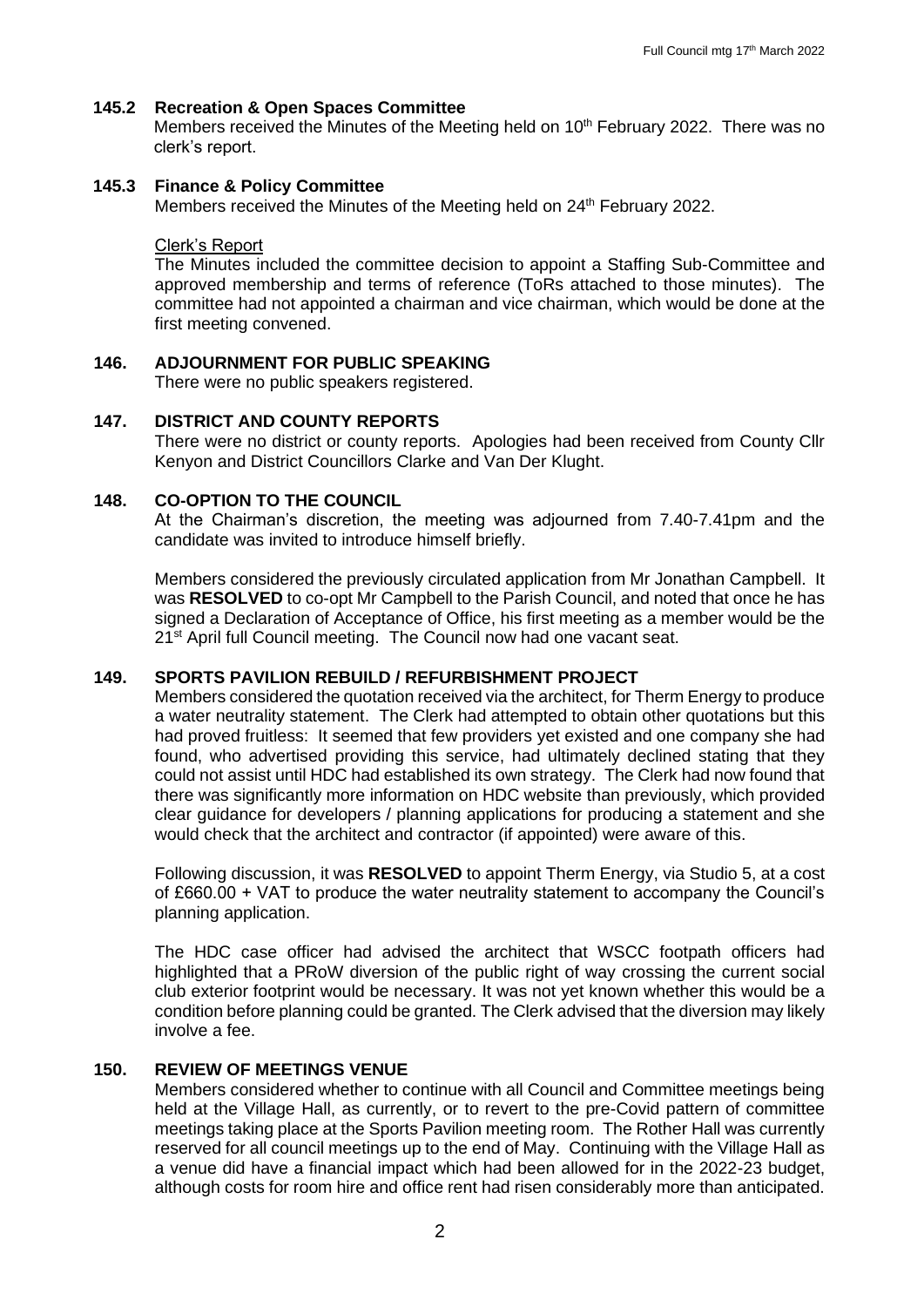### 145.2 Recreation & Open Spaces Committee

Members received the Minutes of the Meeting held on 10th February 2022. There was no clerk's report.

### 145.3 Finance & Policy Committee

Members received the Minutes of the Meeting held on 24th February 2022.

Clerk's Report

The Minutes included the committee decision to appoint a Staffing Sub-Committee and approved membership and terms of reference (ToRs attached to those minutes). The committee had not appointed a chairman and vice chairman, which would be done at the first meeting convened.

## 146. ADJOURNMENT FOR PUBLIC SPEAKING

There were no public speakers registered.

## 147. DISTRICT AND COUNTY REPORTS

There were no district or county reports. Apologies had been received from County Cllr Kenyon and District Councillors Clarke and Van Der Klught.

## 148. CO-OPTION TO THE COUNCIL

At the Chairman's discretion, the meeting was adjourned from 7.40-7.41pm and the candidate was invited to introduce himself briefly.

Members considered the previously circulated application from Mr Jonathan Campbell. It was **RESOLVED** to co-opt Mr Campbell to the Parish Council, and noted that once he has signed a Declaration of Acceptance of Office, his first meeting as a member would be the 21st April full Council meeting. The Council now had one vacant seat.

## 149. SPORTS PAVILION REBUILD / REFURBISHMENT PROJECT

Members considered the quotation received via the architect, for Therm Energy to produce a water neutrality statement. The Clerk had attempted to obtain other quotations but this had proved fruitless: It seemed that few providers yet existed and one company she had found, who advertised providing this service, had ultimately declined stating that they could not assist until HDC had established its own strategy. The Clerk had now found that there was significantly more information on HDC website than previously, which provided clear guidance for developers / planning applications for producing a statement and she would check that the architect and contractor (if appointed) were aware of this.

Following discussion, it was **RESOLVED** to appoint Therm Energy, via Studio 5, at a cost of £660.00 + VAT to produce the water neutrality statement to accompany the Council's planning application.

The HDC case officer had advised the architect that WSCC footpath officers had highlighted that a PRoW diversion of the public right of way crossing the current social club exterior footprint would be necessary. It was not yet known whether this would be a condition before planning could be granted. The Clerk advised that the diversion may likely involve a fee.

## 150. REVIEW OF MEETINGS VENUE

Members considered whether to continue with all Council and Committee meetings being held at the Village Hall, as currently, or to revert to the pre-Covid pattern of committee meetings taking place at the Sports Pavilion meeting room. The Rother Hall was currently reserved for all council meetings up to the end of May. Continuing with the Village Hall as a venue did have a financial impact which had been allowed for in the 2022-23 budget, although costs for room hire and office rent had risen considerably more than anticipated.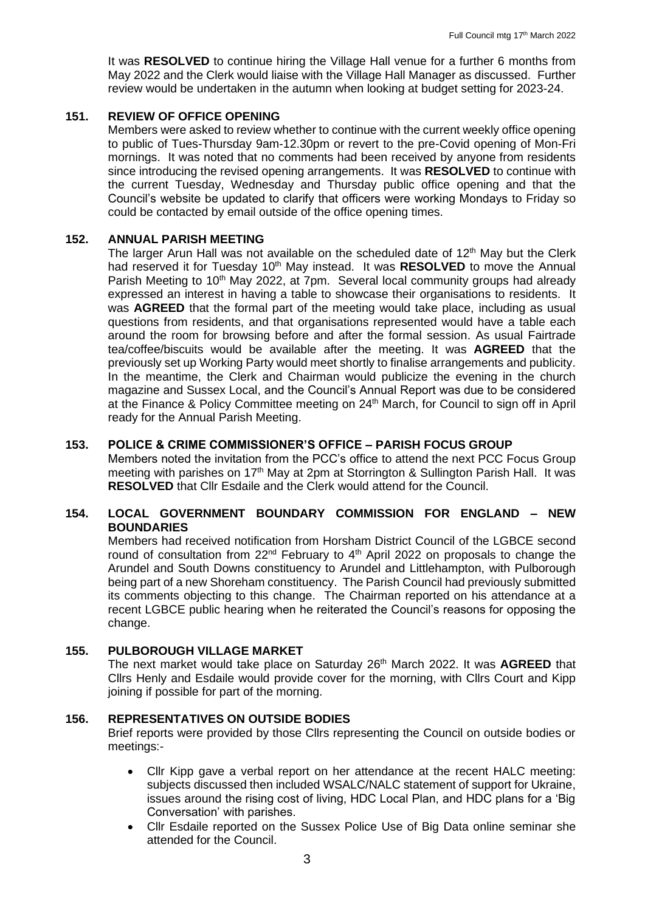It was **RESOLVED** to continue hiring the Village Hall venue for a further 6 months from May 2022 and the Clerk would liaise with the Village Hall Manager as discussed. Further review would be undertaken in the autumn when looking at budget setting for 2023-24.

## 151. REVIEW OF OFFICE OPENING

Members were asked to review whether to continue with the current weekly office opening to public of Tues-Thursday 9am-12.30pm or revert to the pre-Covid opening of Mon-Fri mornings. It was noted that no comments had been received by anyone from residents since introducing the revised opening arrangements. It was **RESOLVED** to continue with the current Tuesday, Wednesday and Thursday public office opening and that the Council's website be updated to clarify that officers were working Mondays to Friday so could be contacted by email outside of the office opening times.

## 152. ANNUAL PARISH MEETING

The larger Arun Hall was not available on the scheduled date of 12th May but the Clerk had reserved it for Tuesday 10th May instead. It was **RESOLVED** to move the Annual Parish Meeting to 10th May 2022, at 7pm. Several local community groups had already expressed an interest in having a table to showcase their organisations to residents. It was **AGREED** that the formal part of the meeting would take place, including as usual questions from residents, and that organisations represented would have a table each around the room for browsing before and after the formal session. As usual Fairtrade tea/coffee/biscuits would be available after the meeting. It was **AGREED** that the previously set up Working Party would meet shortly to finalise arrangements and publicity. In the meantime, the Clerk and Chairman would publicize the evening in the church magazine and Sussex Local, and the Council's Annual Report was due to be considered at the Finance & Policy Committee meeting on 24th March, for Council to sign off in April ready for the Annual Parish Meeting.

## 153. POLICE & CRIME COMMISSIONER'S OFFICE – PARISH FOCUS GROUP

Members noted the invitation from the PCC's office to attend the next PCC Focus Group meeting with parishes on 17th May at 2pm at Storrington & Sullington Parish Hall. It was **RESOLVED** that Cllr Esdaile and the Clerk would attend for the Council.

## 154. LOCAL GOVERNMENT BOUNDARY COMMISSION FOR ENGLAND – NEW BOUNDARIES

Members had received notification from Horsham District Council of the LGBCE second round of consultation from 22nd February to 4th April 2022 on proposals to change the Arundel and South Downs constituency to Arundel and Littlehampton, with Pulborough being part of a new Shoreham constituency. The Parish Council had previously submitted its comments objecting to this change. The Chairman reported on his attendance at a recent LGBCE public hearing when he reiterated the Council's reasons for opposing the change.

## 155. PULBOROUGH VILLAGE MARKET

The next market would take place on Saturday 26th March 2022. It was **AGREED** that Cllrs Henly and Esdaile would provide cover for the morning, with Cllrs Court and Kipp joining if possible for part of the morning.

## 156. REPRESENTATIVES ON OUTSIDE BODIES

Brief reports were provided by those Cllrs representing the Council on outside bodies or meetings:-

- Cllr Kipp gave a verbal report on her attendance at the recent HALC meeting: subjects discussed then included WSALC/NALC statement of support for Ukraine, issues around the rising cost of living, HDC Local Plan, and HDC plans for a 'Big Conversation' with parishes.
- Cllr Esdaile reported on the Sussex Police Use of Big Data online seminar she attended for the Council.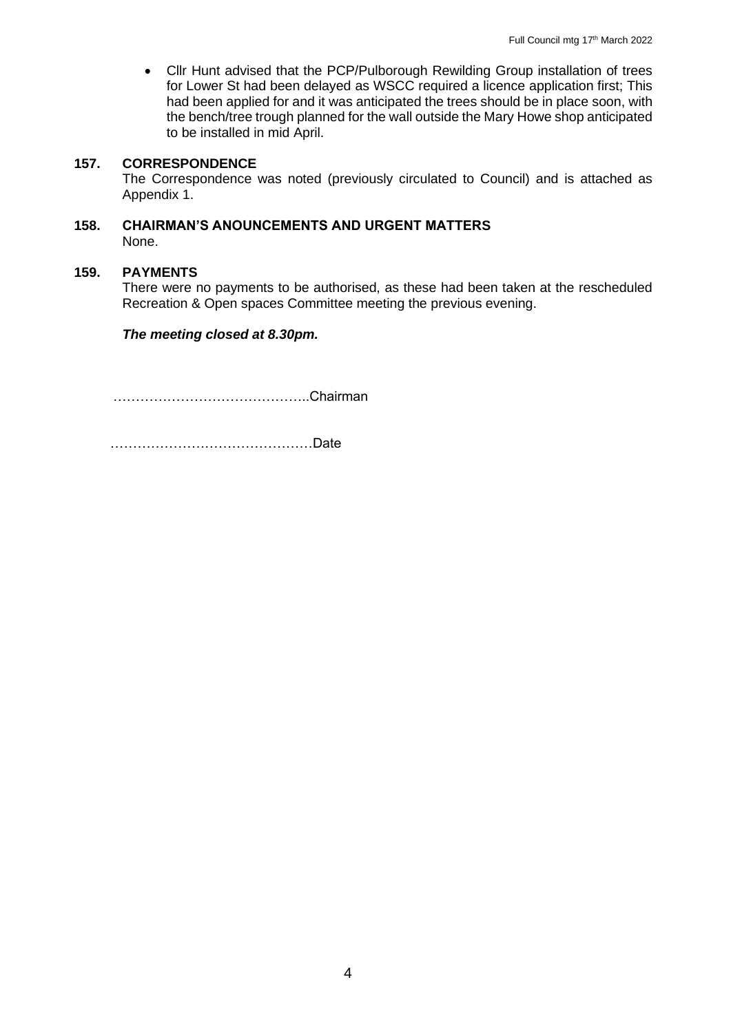- Cllr Hunt advised that the PCP/Pulborough Rewilding Group installation of trees for Lower St had been delayed as WSCC required a licence application first; This had been applied for and it was anticipated the trees should be in place soon, with the bench/tree trough planned for the wall outside the Mary Howe shop anticipated to be installed in mid April.

**157. CORRESPONDENCE**

The Correspondence was noted (previously circulated to Council) and is attached as Appendix 1.

**158. CHAIRMAN'S ANOUNCEMENTS AND URGENT MATTERS**

None.

**159. PAYMENTS**

There were no payments to be authorised, as these had been taken at the rescheduled Recreation & Open spaces Committee meeting the previous evening.

***The meeting closed at 8.30pm.***

……………………………………..Chairman

………………………………………Date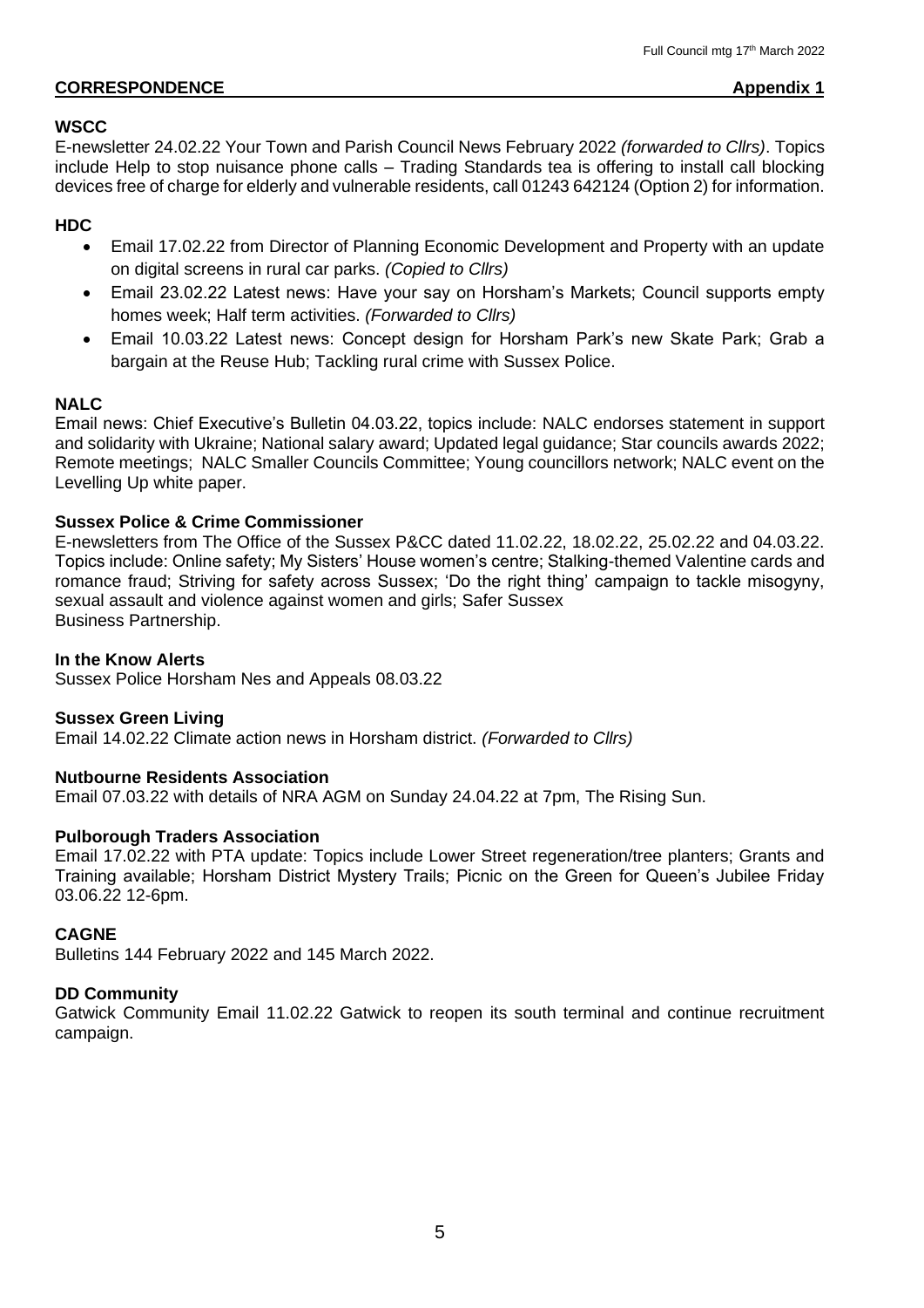**CORRESPONDENCE** **Appendix 1**

**WSCC**

E-newsletter 24.02.22 Your Town and Parish Council News February 2022 *(forwarded to Cllrs)*. Topics include Help to stop nuisance phone calls – Trading Standards tea is offering to install call blocking devices free of charge for elderly and vulnerable residents, call 01243 642124 (Option 2) for information.

**HDC**

- Email 17.02.22 from Director of Planning Economic Development and Property with an update on digital screens in rural car parks. *(Copied to Cllrs)*
- Email 23.02.22 Latest news: Have your say on Horsham's Markets; Council supports empty homes week; Half term activities. *(Forwarded to Cllrs)*
- Email 10.03.22 Latest news: Concept design for Horsham Park's new Skate Park; Grab a bargain at the Reuse Hub; Tackling rural crime with Sussex Police.

**NALC**

Email news: Chief Executive's Bulletin 04.03.22, topics include: NALC endorses statement in support and solidarity with Ukraine; National salary award; Updated legal guidance; Star councils awards 2022; Remote meetings; NALC Smaller Councils Committee; Young councillors network; NALC event on the Levelling Up white paper.

**Sussex Police & Crime Commissioner**

E-newsletters from The Office of the Sussex P&CC dated 11.02.22, 18.02.22, 25.02.22 and 04.03.22. Topics include: Online safety; My Sisters' House women's centre; Stalking-themed Valentine cards and romance fraud; Striving for safety across Sussex; 'Do the right thing' campaign to tackle misogyny, sexual assault and violence against women and girls; Safer Sussex Business Partnership.

**In the Know Alerts**

Sussex Police Horsham Nes and Appeals 08.03.22

**Sussex Green Living**

Email 14.02.22 Climate action news in Horsham district. *(Forwarded to Cllrs)*

**Nutbourne Residents Association**

Email 07.03.22 with details of NRA AGM on Sunday 24.04.22 at 7pm, The Rising Sun.

**Pulborough Traders Association**

Email 17.02.22 with PTA update: Topics include Lower Street regeneration/tree planters; Grants and Training available; Horsham District Mystery Trails; Picnic on the Green for Queen's Jubilee Friday 03.06.22 12-6pm.

**CAGNE**

Bulletins 144 February 2022 and 145 March 2022.

**DD Community**

Gatwick Community Email 11.02.22 Gatwick to reopen its south terminal and continue recruitment campaign.